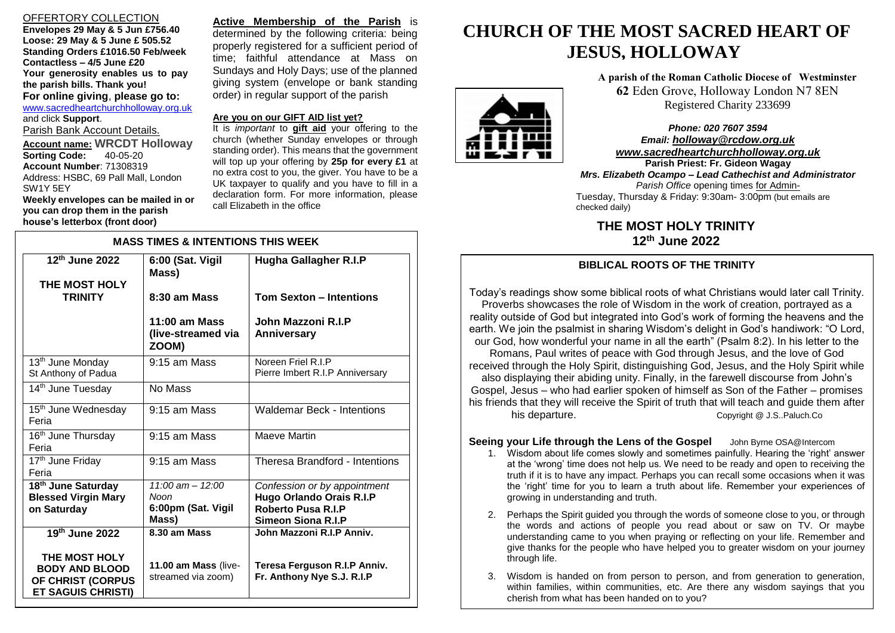## OFFERTORY COLLECTION

**Envelopes 29 May & 5 Jun £756.40**
**Loose: 29 May & 5 June £ 505.52**
**Standing Orders £1016.50 Feb/week**
**Contactless – 4/5 June £20**
**Your generosity enables us to pay the parish bills. Thank you!**
**For online giving, please go to:**
www.sacredheartchurchholloway.org.uk and click **Support**.

Parish Bank Account Details.

**Account name: WRCDT Holloway**
**Sorting Code:** 40-05-20
**Account Number**: 71308319
Address: HSBC, 69 Pall Mall, London SW1Y 5EY
**Weekly envelopes can be mailed in or you can drop them in the parish house's letterbox (front door)**

**Active Membership of the Parish** is determined by the following criteria: being properly registered for a sufficient period of time; faithful attendance at Mass on Sundays and Holy Days; use of the planned giving system (envelope or bank standing order) in regular support of the parish

**Are you on our GIFT AID list yet?**

It is *important* to **gift aid** your offering to the church (whether Sunday envelopes or through standing order). This means that the government will top up your offering by **25p for every £1** at no extra cost to you, the giver. You have to be a UK taxpayer to qualify and you have to fill in a declaration form. For more information, please call Elizabeth in the office

## MASS TIMES & INTENTIONS THIS WEEK

| | | |
|---|---|---|
| **12th June 2022**<br><br>**THE MOST HOLY TRINITY** | **6:00 (Sat. Vigil Mass)** | **Hugha Gallagher R.I.P** |
| | **8:30 am Mass** | **Tom Sexton – Intentions** |
| | **11:00 am Mass (live-streamed via ZOOM)** | **John Mazzoni R.I.P Anniversary** |
| 13th June Monday<br>St Anthony of Padua | 9:15 am Mass | Noreen Friel R.I.P<br>Pierre Imbert R.I.P Anniversary |
| 14th June Tuesday | No Mass | |
| 15th June Wednesday<br>Feria | 9:15 am Mass | Waldemar Beck - Intentions |
| 16th June Thursday<br>Feria | 9:15 am Mass | Maeve Martin |
| 17th June Friday<br>Feria | 9:15 am Mass | Theresa Brandford - Intentions |
| **18th June Saturday**<br>**Blessed Virgin Mary on Saturday** | *11:00 am – 12:00 Noon*<br>**6:00pm (Sat. Vigil Mass)** | *Confession or by appointment*<br>**Hugo Orlando Orais R.I.P**<br>**Roberto Pusa R.I.P**<br>**Simeon Siona R.I.P** |
| **19th June 2022**<br><br>**THE MOST HOLY BODY AND BLOOD OF CHRIST (CORPUS ET SAGUIS CHRISTI)** | **8.30 am Mass**<br><br>**11.00 am Mass** (live-streamed via zoom) | **John Mazzoni R.I.P Anniv.**<br><br>**Teresa Ferguson R.I.P Anniv.**<br>**Fr. Anthony Nye S.J. R.I.P** |

# CHURCH OF THE MOST SACRED HEART OF JESUS, HOLLOWAY

**A parish of the Roman Catholic Diocese of Westminster**
**62** Eden Grove, Holloway London N7 8EN
Registered Charity 233699

***Phone: 020 7607 3594***
***Email: holloway@rcdow.org.uk***
***www.sacredheartchurchholloway.org.uk***
**Parish Priest: Fr. Gideon Wagay**
***Mrs. Elizabeth Ocampo – Lead Cathechist and Administrator***
*Parish Office* opening times for Admin-
Tuesday, Thursday & Friday: 9:30am- 3:00pm (but emails are checked daily)

## THE MOST HOLY TRINITY
## 12th June 2022

### BIBLICAL ROOTS OF THE TRINITY

Today's readings show some biblical roots of what Christians would later call Trinity. Proverbs showcases the role of Wisdom in the work of creation, portrayed as a reality outside of God but integrated into God's work of forming the heavens and the earth. We join the psalmist in sharing Wisdom's delight in God's handiwork: "O Lord, our God, how wonderful your name in all the earth" (Psalm 8:2). In his letter to the Romans, Paul writes of peace with God through Jesus, and the love of God received through the Holy Spirit, distinguishing God, Jesus, and the Holy Spirit while also displaying their abiding unity. Finally, in the farewell discourse from John's Gospel, Jesus – who had earlier spoken of himself as Son of the Father – promises his friends that they will receive the Spirit of truth that will teach and guide them after his departure. Copyright @ J.S..Paluch.Co

**Seeing your Life through the Lens of the Gospel** John Byrne OSA@Intercom

1. Wisdom about life comes slowly and sometimes painfully. Hearing the 'right' answer at the 'wrong' time does not help us. We need to be ready and open to receiving the truth if it is to have any impact. Perhaps you can recall some occasions when it was the 'right' time for you to learn a truth about life. Remember your experiences of growing in understanding and truth.
2. Perhaps the Spirit guided you through the words of someone close to you, or through the words and actions of people you read about or saw on TV. Or maybe understanding came to you when praying or reflecting on your life. Remember and give thanks for the people who have helped you to greater wisdom on your journey through life.
3. Wisdom is handed on from person to person, and from generation to generation, within families, within communities, etc. Are there any wisdom sayings that you cherish from what has been handed on to you?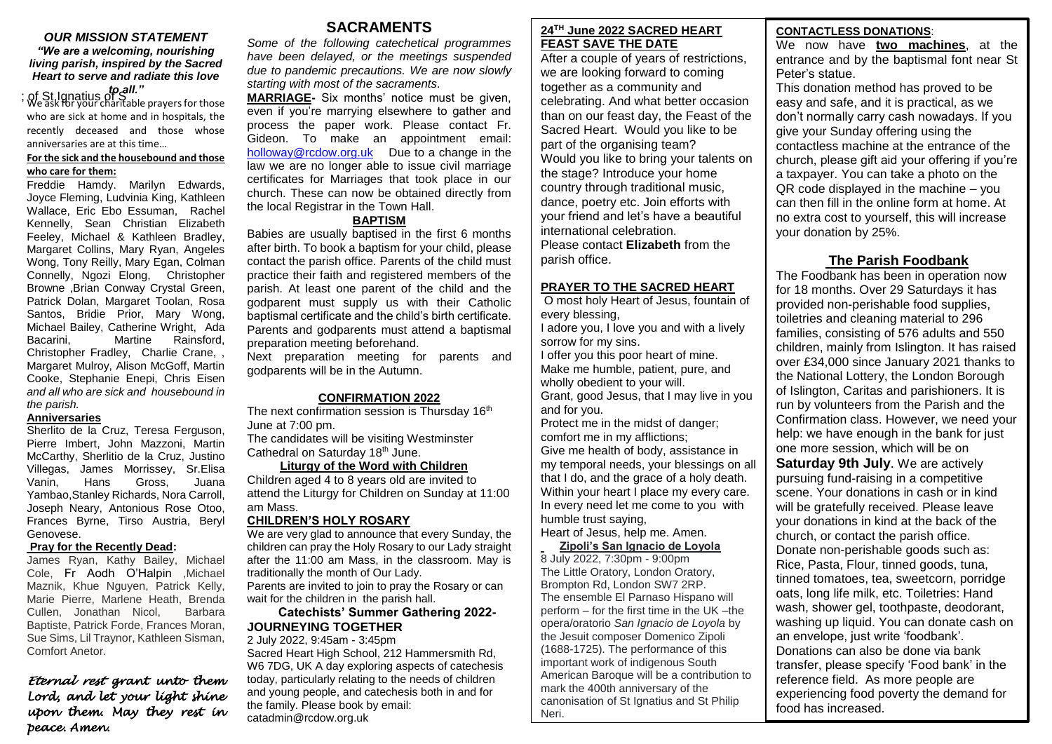### *OUR MISSION STATEMENT*

***"We are a welcoming, nourishing living parish, inspired by the Sacred Heart to serve and radiate this love to all."***

; of St Ignatius of S

We ask for your charitable prayers for those who are sick at home and in hospitals, the recently deceased and those whose anniversaries are at this time…

**For the sick and the housebound and those who care for them:**

Freddie Hamdy. Marilyn Edwards, Joyce Fleming, Ludvinia King, Kathleen Wallace, Eric Ebo Essuman, Rachel Kennelly, Sean Christian Elizabeth Feeley, Michael & Kathleen Bradley, Margaret Collins, Mary Ryan, Angeles Wong, Tony Reilly, Mary Egan, Colman Connelly, Ngozi Elong, Christopher Browne ,Brian Conway Crystal Green, Patrick Dolan, Margaret Toolan, Rosa Santos, Bridie Prior, Mary Wong, Michael Bailey, Catherine Wright, Ada Bacarini, Martine Rainsford, Christopher Fradley, Charlie Crane, , Margaret Mulroy, Alison McGoff, Martin Cooke, Stephanie Enepi, Chris Eisen *and all who are sick and housebound in the parish.*

**Anniversaries**

Sherlito de la Cruz, Teresa Ferguson, Pierre Imbert, John Mazzoni, Martin McCarthy, Sherlitio de la Cruz, Justino Villegas, James Morrissey, Sr.Elisa Vanin, Hans Gross, Juana Yambao,Stanley Richards, Nora Carroll, Joseph Neary, Antonious Rose Otoo, Frances Byrne, Tirso Austria, Beryl Genovese.

**Pray for the Recently Dead:**

James Ryan, Kathy Bailey, Michael Cole, Fr Aodh O'Halpin ,Michael Maznik, Khue Nguyen, Patrick Kelly, Marie Pierre, Marlene Heath, Brenda Cullen, Jonathan Nicol, Barbara Baptiste, Patrick Forde, Frances Moran, Sue Sims, Lil Traynor, Kathleen Sisman, Comfort Anetor.

*Eternal rest grant unto them Lord, and let your light shine upon them. May they rest in peace. Amen.*

## SACRAMENTS

*Some of the following catechetical programmes have been delayed, or the meetings suspended due to pandemic precautions. We are now slowly starting with most of the sacraments.*

**MARRIAGE-** Six months' notice must be given, even if you're marrying elsewhere to gather and process the paper work. Please contact Fr. Gideon. To make an appointment email: holloway@rcdow.org.uk Due to a change in the law we are no longer able to issue civil marriage certificates for Marriages that took place in our church. These can now be obtained directly from the local Registrar in the Town Hall.

**BAPTISM**

Babies are usually baptised in the first 6 months after birth. To book a baptism for your child, please contact the parish office. Parents of the child must practice their faith and registered members of the parish. At least one parent of the child and the godparent must supply us with their Catholic baptismal certificate and the child's birth certificate. Parents and godparents must attend a baptismal preparation meeting beforehand.

Next preparation meeting for parents and godparents will be in the Autumn.

**CONFIRMATION 2022**

The next confirmation session is Thursday 16th June at 7:00 pm.

The candidates will be visiting Westminster Cathedral on Saturday 18th June.

**Liturgy of the Word with Children**

Children aged 4 to 8 years old are invited to attend the Liturgy for Children on Sunday at 11:00 am Mass.

**CHILDREN'S HOLY ROSARY**

We are very glad to announce that every Sunday, the children can pray the Holy Rosary to our Lady straight after the 11:00 am Mass, in the classroom. May is traditionally the month of Our Lady.

Parents are invited to join to pray the Rosary or can wait for the children in the parish hall.

**Catechists' Summer Gathering 2022- JOURNEYING TOGETHER**

2 July 2022, 9:45am - 3:45pm

Sacred Heart High School, 212 Hammersmith Rd, W6 7DG, UK A day exploring aspects of catechesis today, particularly relating to the needs of children and young people, and catechesis both in and for the family. Please book by email: catadmin@rcdow.org.uk

**24TH June 2022 SACRED HEART FEAST SAVE THE DATE**

After a couple of years of restrictions, we are looking forward to coming together as a community and celebrating. And what better occasion than on our feast day, the Feast of the Sacred Heart. Would you like to be part of the organising team?

Would you like to bring your talents on the stage? Introduce your home country through traditional music, dance, poetry etc. Join efforts with your friend and let's have a beautiful international celebration.

Please contact **Elizabeth** from the parish office.

**PRAYER TO THE SACRED HEART**

O most holy Heart of Jesus, fountain of every blessing,
I adore you, I love you and with a lively sorrow for my sins.
I offer you this poor heart of mine.
Make me humble, patient, pure, and wholly obedient to your will.
Grant, good Jesus, that I may live in you and for you.
Protect me in the midst of danger; comfort me in my afflictions;
Give me health of body, assistance in my temporal needs, your blessings on all that I do, and the grace of a holy death.
Within your heart I place my every care.
In every need let me come to you with humble trust saying,
Heart of Jesus, help me. Amen.

**Zipoli's San Ignacio de Loyola**

8 July 2022, 7:30pm - 9:00pm
The Little Oratory, London Oratory, Brompton Rd, London SW7 2RP.
The ensemble El Parnaso Hispano will perform – for the first time in the UK –the opera/oratorio *San Ignacio de Loyola* by the Jesuit composer Domenico Zipoli (1688-1725). The performance of this important work of indigenous South American Baroque will be a contribution to mark the 400th anniversary of the canonisation of St Ignatius and St Philip Neri.

**CONTACTLESS DONATIONS**:

We now have **two machines**, at the entrance and by the baptismal font near St Peter's statue.

This donation method has proved to be easy and safe, and it is practical, as we don't normally carry cash nowadays. If you give your Sunday offering using the contactless machine at the entrance of the church, please gift aid your offering if you're a taxpayer. You can take a photo on the QR code displayed in the machine – you can then fill in the online form at home. At no extra cost to yourself, this will increase your donation by 25%.

## The Parish Foodbank

The Foodbank has been in operation now for 18 months. Over 29 Saturdays it has provided non-perishable food supplies, toiletries and cleaning material to 296 families, consisting of 576 adults and 550 children, mainly from Islington. It has raised over £34,000 since January 2021 thanks to the National Lottery, the London Borough of Islington, Caritas and parishioners. It is run by volunteers from the Parish and the Confirmation class. However, we need your help: we have enough in the bank for just one more session, which will be on **Saturday 9th July**. We are actively pursuing fund-raising in a competitive scene. Your donations in cash or in kind will be gratefully received. Please leave your donations in kind at the back of the church, or contact the parish office. Donate non-perishable goods such as: Rice, Pasta, Flour, tinned goods, tuna, tinned tomatoes, tea, sweetcorn, porridge oats, long life milk, etc. Toiletries: Hand wash, shower gel, toothpaste, deodorant, washing up liquid. You can donate cash on an envelope, just write 'foodbank'. Donations can also be done via bank transfer, please specify 'Food bank' in the reference field. As more people are experiencing food poverty the demand for food has increased.